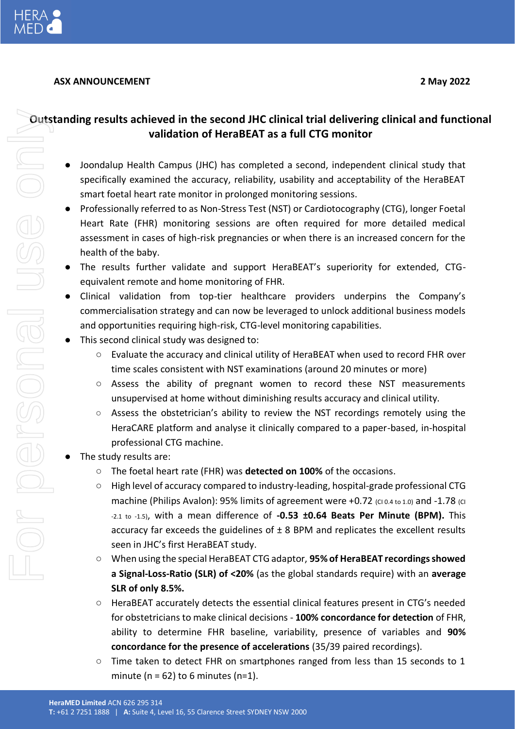**ASX ANNOUNCEMENT** **2 May 2022**

# Outstanding results achieved in the second JHC clinical trial delivering clinical and functional validation of HeraBEAT as a full CTG monitor

- Joondalup Health Campus (JHC) has completed a second, independent clinical study that specifically examined the accuracy, reliability, usability and acceptability of the HeraBEAT smart foetal heart rate monitor in prolonged monitoring sessions.
- Professionally referred to as Non-Stress Test (NST) or Cardiotocography (CTG), longer Foetal Heart Rate (FHR) monitoring sessions are often required for more detailed medical assessment in cases of high-risk pregnancies or when there is an increased concern for the health of the baby.
- The results further validate and support HeraBEAT's superiority for extended, CTG-equivalent remote and home monitoring of FHR.
- Clinical validation from top-tier healthcare providers underpins the Company's commercialisation strategy and can now be leveraged to unlock additional business models and opportunities requiring high-risk, CTG-level monitoring capabilities.
- This second clinical study was designed to:
  - Evaluate the accuracy and clinical utility of HeraBEAT when used to record FHR over time scales consistent with NST examinations (around 20 minutes or more)
  - Assess the ability of pregnant women to record these NST measurements unsupervised at home without diminishing results accuracy and clinical utility.
  - Assess the obstetrician's ability to review the NST recordings remotely using the HeraCARE platform and analyse it clinically compared to a paper-based, in-hospital professional CTG machine.
- The study results are:
  - The foetal heart rate (FHR) was **detected on 100%** of the occasions.
  - High level of accuracy compared to industry-leading, hospital-grade professional CTG machine (Philips Avalon): 95% limits of agreement were +0.72 (CI 0.4 to 1.0) and -1.78 (CI -2.1 to -1.5), with a mean difference of **-0.53 ±0.64 Beats Per Minute (BPM).** This accuracy far exceeds the guidelines of ± 8 BPM and replicates the excellent results seen in JHC's first HeraBEAT study.
  - When using the special HeraBEAT CTG adaptor, **95% of HeraBEAT recordings showed a Signal-Loss-Ratio (SLR) of <20%** (as the global standards require) with an **average SLR of only 8.5%.**
  - HeraBEAT accurately detects the essential clinical features present in CTG's needed for obstetricians to make clinical decisions - **100% concordance for detection** of FHR, ability to determine FHR baseline, variability, presence of variables and **90% concordance for the presence of accelerations** (35/39 paired recordings).
  - Time taken to detect FHR on smartphones ranged from less than 15 seconds to 1 minute (n = 62) to 6 minutes (n=1).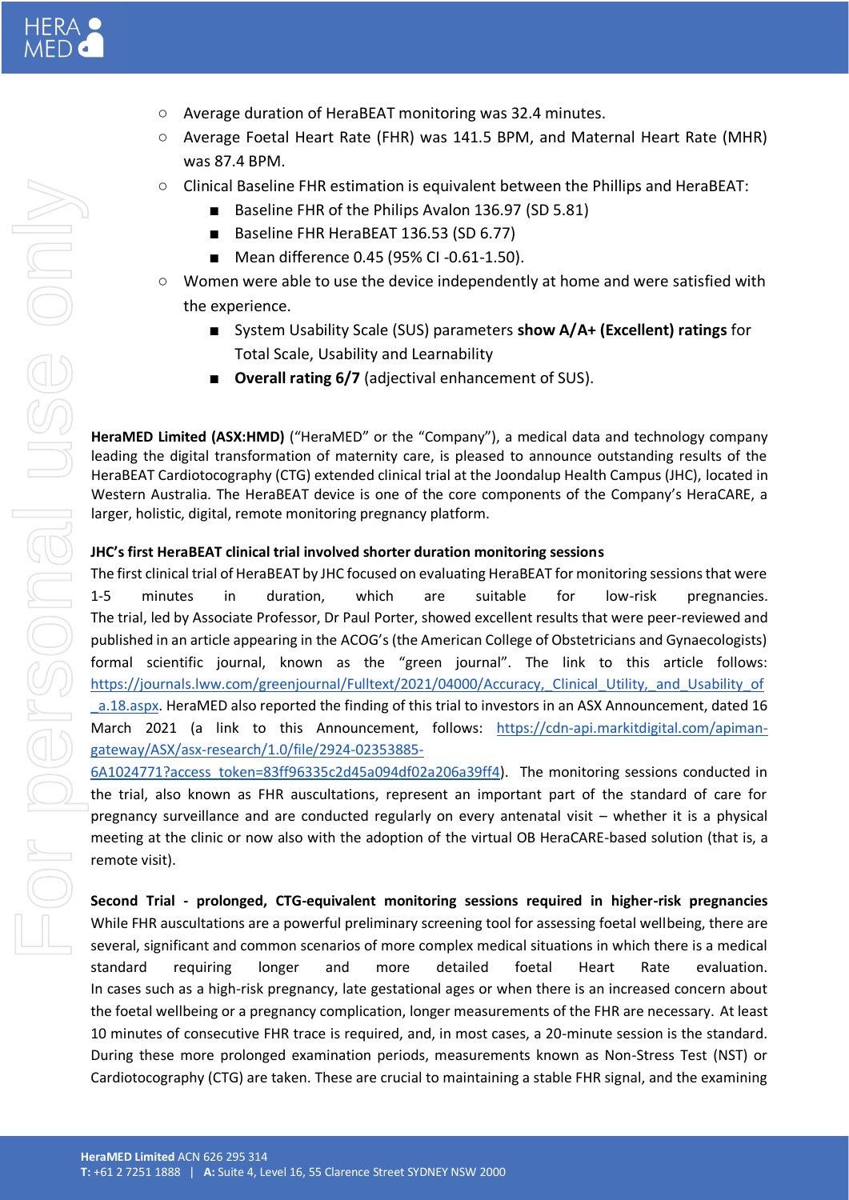- Average duration of HeraBEAT monitoring was 32.4 minutes.
- Average Foetal Heart Rate (FHR) was 141.5 BPM, and Maternal Heart Rate (MHR) was 87.4 BPM.
- Clinical Baseline FHR estimation is equivalent between the Phillips and HeraBEAT:
  - Baseline FHR of the Philips Avalon 136.97 (SD 5.81)
  - Baseline FHR HeraBEAT 136.53 (SD 6.77)
  - Mean difference 0.45 (95% CI -0.61-1.50).
- Women were able to use the device independently at home and were satisfied with the experience.
  - System Usability Scale (SUS) parameters **show A/A+ (Excellent) ratings** for Total Scale, Usability and Learnability
  - **Overall rating 6/7** (adjectival enhancement of SUS).

**HeraMED Limited (ASX:HMD)** ("HeraMED" or the "Company"), a medical data and technology company leading the digital transformation of maternity care, is pleased to announce outstanding results of the HeraBEAT Cardiotocography (CTG) extended clinical trial at the Joondalup Health Campus (JHC), located in Western Australia. The HeraBEAT device is one of the core components of the Company's HeraCARE, a larger, holistic, digital, remote monitoring pregnancy platform.

**JHC's first HeraBEAT clinical trial involved shorter duration monitoring sessions**

The first clinical trial of HeraBEAT by JHC focused on evaluating HeraBEAT for monitoring sessions that were 1-5 minutes in duration, which are suitable for low-risk pregnancies. The trial, led by Associate Professor, Dr Paul Porter, showed excellent results that were peer-reviewed and published in an article appearing in the ACOG's (the American College of Obstetricians and Gynaecologists) formal scientific journal, known as the "green journal". The link to this article follows: https://journals.lww.com/greenjournal/Fulltext/2021/04000/Accuracy,_Clinical_Utility,_and_Usability_of_a.18.aspx. HeraMED also reported the finding of this trial to investors in an ASX Announcement, dated 16 March 2021 (a link to this Announcement, follows: https://cdn-api.markitdigital.com/apiman-gateway/ASX/asx-research/1.0/file/2924-02353885-6A1024771?access_token=83ff96335c2d45a094df02a206a39ff4). The monitoring sessions conducted in the trial, also known as FHR auscultations, represent an important part of the standard of care for pregnancy surveillance and are conducted regularly on every antenatal visit – whether it is a physical meeting at the clinic or now also with the adoption of the virtual OB HeraCARE-based solution (that is, a remote visit).

**Second Trial - prolonged, CTG-equivalent monitoring sessions required in higher-risk pregnancies**

While FHR auscultations are a powerful preliminary screening tool for assessing foetal wellbeing, there are several, significant and common scenarios of more complex medical situations in which there is a medical standard requiring longer and more detailed foetal Heart Rate evaluation. In cases such as a high-risk pregnancy, late gestational ages or when there is an increased concern about the foetal wellbeing or a pregnancy complication, longer measurements of the FHR are necessary. At least 10 minutes of consecutive FHR trace is required, and, in most cases, a 20-minute session is the standard. During these more prolonged examination periods, measurements known as Non-Stress Test (NST) or Cardiotocography (CTG) are taken. These are crucial to maintaining a stable FHR signal, and the examining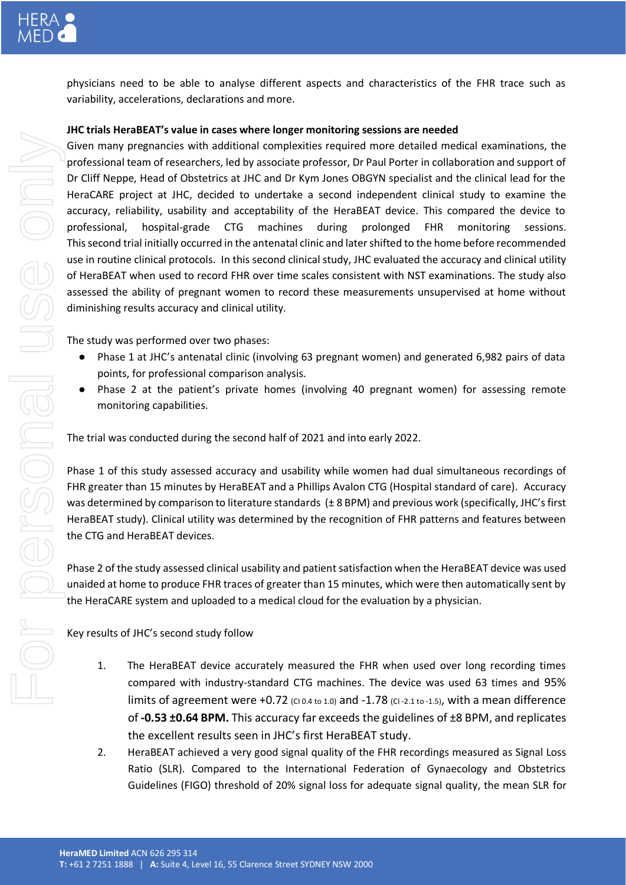physicians need to be able to analyse different aspects and characteristics of the FHR trace such as variability, accelerations, declarations and more.

**JHC trials HeraBEAT's value in cases where longer monitoring sessions are needed**

Given many pregnancies with additional complexities required more detailed medical examinations, the professional team of researchers, led by associate professor, Dr Paul Porter in collaboration and support of Dr Cliff Neppe, Head of Obstetrics at JHC and Dr Kym Jones OBGYN specialist and the clinical lead for the HeraCARE project at JHC, decided to undertake a second independent clinical study to examine the accuracy, reliability, usability and acceptability of the HeraBEAT device. This compared the device to professional, hospital-grade CTG machines during prolonged FHR monitoring sessions. This second trial initially occurred in the antenatal clinic and later shifted to the home before recommended use in routine clinical protocols. In this second clinical study, JHC evaluated the accuracy and clinical utility of HeraBEAT when used to record FHR over time scales consistent with NST examinations. The study also assessed the ability of pregnant women to record these measurements unsupervised at home without diminishing results accuracy and clinical utility.

The study was performed over two phases:

- Phase 1 at JHC's antenatal clinic (involving 63 pregnant women) and generated 6,982 pairs of data points, for professional comparison analysis.
- Phase 2 at the patient's private homes (involving 40 pregnant women) for assessing remote monitoring capabilities.

The trial was conducted during the second half of 2021 and into early 2022.

Phase 1 of this study assessed accuracy and usability while women had dual simultaneous recordings of FHR greater than 15 minutes by HeraBEAT and a Phillips Avalon CTG (Hospital standard of care). Accuracy was determined by comparison to literature standards (± 8 BPM) and previous work (specifically, JHC's first HeraBEAT study). Clinical utility was determined by the recognition of FHR patterns and features between the CTG and HeraBEAT devices.

Phase 2 of the study assessed clinical usability and patient satisfaction when the HeraBEAT device was used unaided at home to produce FHR traces of greater than 15 minutes, which were then automatically sent by the HeraCARE system and uploaded to a medical cloud for the evaluation by a physician.

Key results of JHC's second study follow

1. The HeraBEAT device accurately measured the FHR when used over long recording times compared with industry-standard CTG machines. The device was used 63 times and 95% limits of agreement were +0.72 (CI 0.4 to 1.0) and -1.78 (CI -2.1 to -1.5), with a mean difference of **-0.53 ±0.64 BPM.** This accuracy far exceeds the guidelines of ±8 BPM, and replicates the excellent results seen in JHC's first HeraBEAT study.
2. HeraBEAT achieved a very good signal quality of the FHR recordings measured as Signal Loss Ratio (SLR). Compared to the International Federation of Gynaecology and Obstetrics Guidelines (FIGO) threshold of 20% signal loss for adequate signal quality, the mean SLR for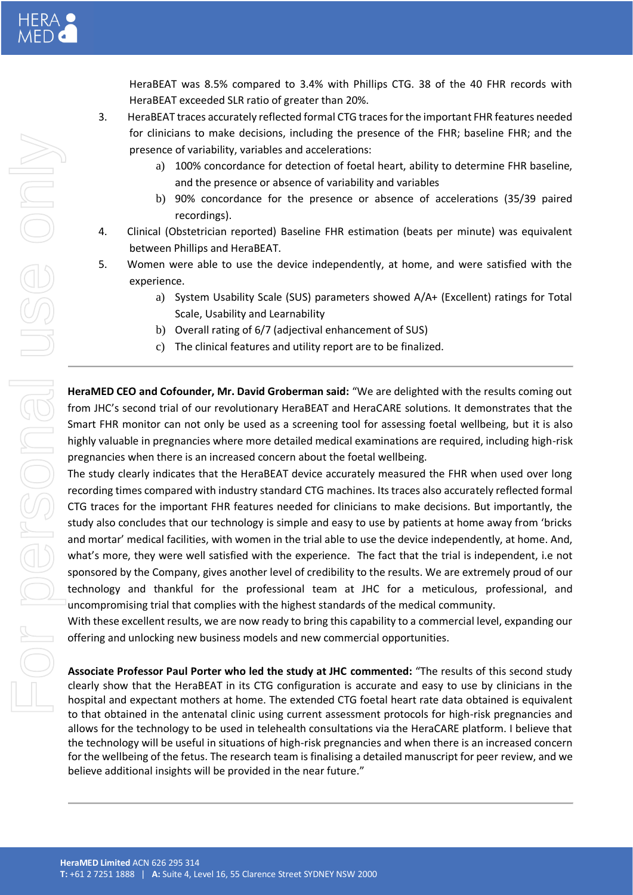HeraBEAT was 8.5% compared to 3.4% with Phillips CTG. 38 of the 40 FHR records with HeraBEAT exceeded SLR ratio of greater than 20%.

3. HeraBEAT traces accurately reflected formal CTG traces for the important FHR features needed for clinicians to make decisions, including the presence of the FHR; baseline FHR; and the presence of variability, variables and accelerations:
    a) 100% concordance for detection of foetal heart, ability to determine FHR baseline, and the presence or absence of variability and variables
    b) 90% concordance for the presence or absence of accelerations (35/39 paired recordings).
4. Clinical (Obstetrician reported) Baseline FHR estimation (beats per minute) was equivalent between Phillips and HeraBEAT.
5. Women were able to use the device independently, at home, and were satisfied with the experience.
    a) System Usability Scale (SUS) parameters showed A/A+ (Excellent) ratings for Total Scale, Usability and Learnability
    b) Overall rating of 6/7 (adjectival enhancement of SUS)
    c) The clinical features and utility report are to be finalized.

---

**HeraMED CEO and Cofounder, Mr. David Groberman said:** "We are delighted with the results coming out from JHC's second trial of our revolutionary HeraBEAT and HeraCARE solutions. It demonstrates that the Smart FHR monitor can not only be used as a screening tool for assessing foetal wellbeing, but it is also highly valuable in pregnancies where more detailed medical examinations are required, including high-risk pregnancies when there is an increased concern about the foetal wellbeing.

The study clearly indicates that the HeraBEAT device accurately measured the FHR when used over long recording times compared with industry standard CTG machines. Its traces also accurately reflected formal CTG traces for the important FHR features needed for clinicians to make decisions. But importantly, the study also concludes that our technology is simple and easy to use by patients at home away from 'bricks and mortar' medical facilities, with women in the trial able to use the device independently, at home. And, what's more, they were well satisfied with the experience. The fact that the trial is independent, i.e not sponsored by the Company, gives another level of credibility to the results. We are extremely proud of our technology and thankful for the professional team at JHC for a meticulous, professional, and uncompromising trial that complies with the highest standards of the medical community.

With these excellent results, we are now ready to bring this capability to a commercial level, expanding our offering and unlocking new business models and new commercial opportunities.

**Associate Professor Paul Porter who led the study at JHC commented:** "The results of this second study clearly show that the HeraBEAT in its CTG configuration is accurate and easy to use by clinicians in the hospital and expectant mothers at home. The extended CTG foetal heart rate data obtained is equivalent to that obtained in the antenatal clinic using current assessment protocols for high-risk pregnancies and allows for the technology to be used in telehealth consultations via the HeraCARE platform. I believe that the technology will be useful in situations of high-risk pregnancies and when there is an increased concern for the wellbeing of the fetus. The research team is finalising a detailed manuscript for peer review, and we believe additional insights will be provided in the near future."

---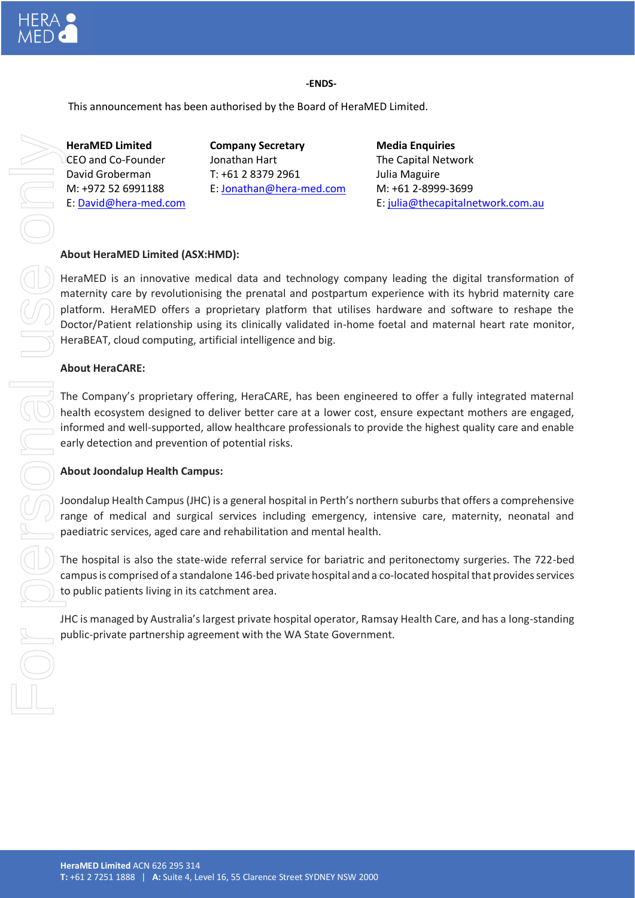**-ENDS-**

This announcement has been authorised by the Board of HeraMED Limited.

**HeraMED Limited**
CEO and Co-Founder
David Groberman
M: +972 52 6991188
E: David@hera-med.com

**Company Secretary**
Jonathan Hart
T: +61 2 8379 2961
E: Jonathan@hera-med.com

**Media Enquiries**
The Capital Network
Julia Maguire
M: +61 2-8999-3699
E: julia@thecapitalnetwork.com.au

**About HeraMED Limited (ASX:HMD):**

HeraMED is an innovative medical data and technology company leading the digital transformation of maternity care by revolutionising the prenatal and postpartum experience with its hybrid maternity care platform. HeraMED offers a proprietary platform that utilises hardware and software to reshape the Doctor/Patient relationship using its clinically validated in-home foetal and maternal heart rate monitor, HeraBEAT, cloud computing, artificial intelligence and big.

**About HeraCARE:**

The Company's proprietary offering, HeraCARE, has been engineered to offer a fully integrated maternal health ecosystem designed to deliver better care at a lower cost, ensure expectant mothers are engaged, informed and well-supported, allow healthcare professionals to provide the highest quality care and enable early detection and prevention of potential risks.

**About Joondalup Health Campus:**

Joondalup Health Campus (JHC) is a general hospital in Perth's northern suburbs that offers a comprehensive range of medical and surgical services including emergency, intensive care, maternity, neonatal and paediatric services, aged care and rehabilitation and mental health.

The hospital is also the state-wide referral service for bariatric and peritonectomy surgeries. The 722-bed campus is comprised of a standalone 146-bed private hospital and a co-located hospital that provides services to public patients living in its catchment area.

JHC is managed by Australia's largest private hospital operator, Ramsay Health Care, and has a long-standing public-private partnership agreement with the WA State Government.